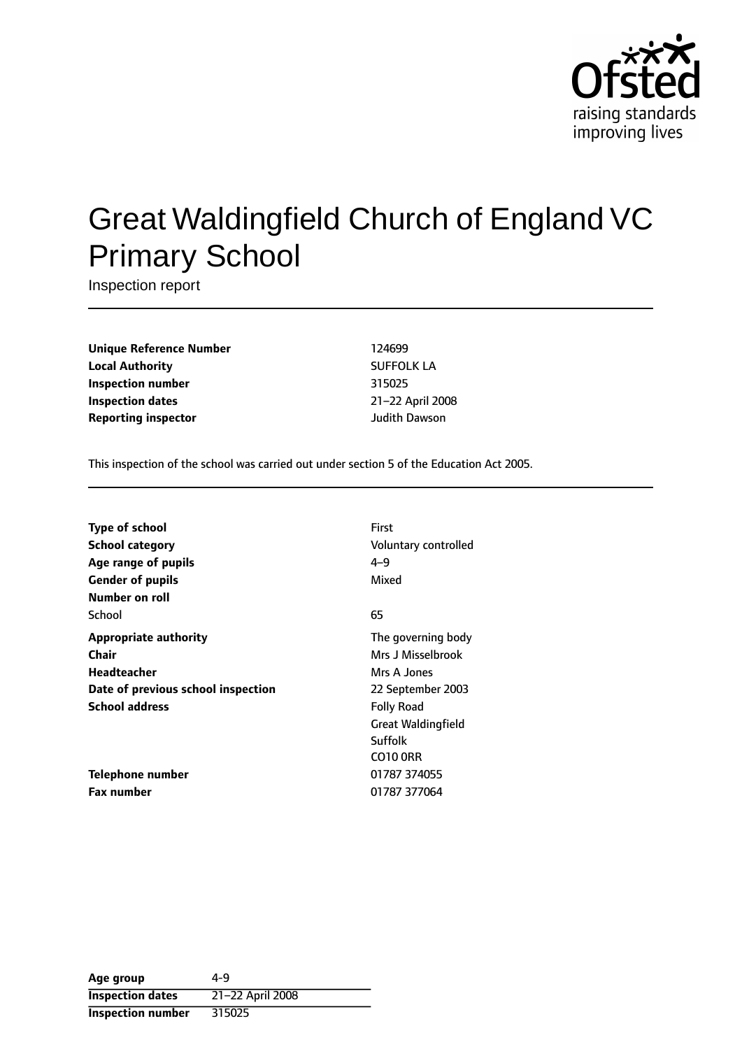Ofsted
raising standards
improving lives

# Great Waldingfield Church of England VC Primary School

Inspection report

| | |
|---|---|
| **Unique Reference Number** | 124699 |
| **Local Authority** | SUFFOLK LA |
| **Inspection number** | 315025 |
| **Inspection dates** | 21–22 April 2008 |
| **Reporting inspector** | Judith Dawson |

This inspection of the school was carried out under section 5 of the Education Act 2005.

| | |
|---|---|
| **Type of school** | First |
| **School category** | Voluntary controlled |
| **Age range of pupils** | 4–9 |
| **Gender of pupils** | Mixed |
| **Number on roll** | |
| School | 65 |
| **Appropriate authority** | The governing body |
| **Chair** | Mrs J Misselbrook |
| **Headteacher** | Mrs A Jones |
| **Date of previous school inspection** | 22 September 2003 |
| **School address** | Folly Road<br>Great Waldingfield<br>Suffolk<br>CO10 0RR |
| **Telephone number** | 01787 374055 |
| **Fax number** | 01787 377064 |

| | |
|---|---|
| **Age group** | 4-9 |
| **Inspection dates** | 21–22 April 2008 |
| **Inspection number** | 315025 |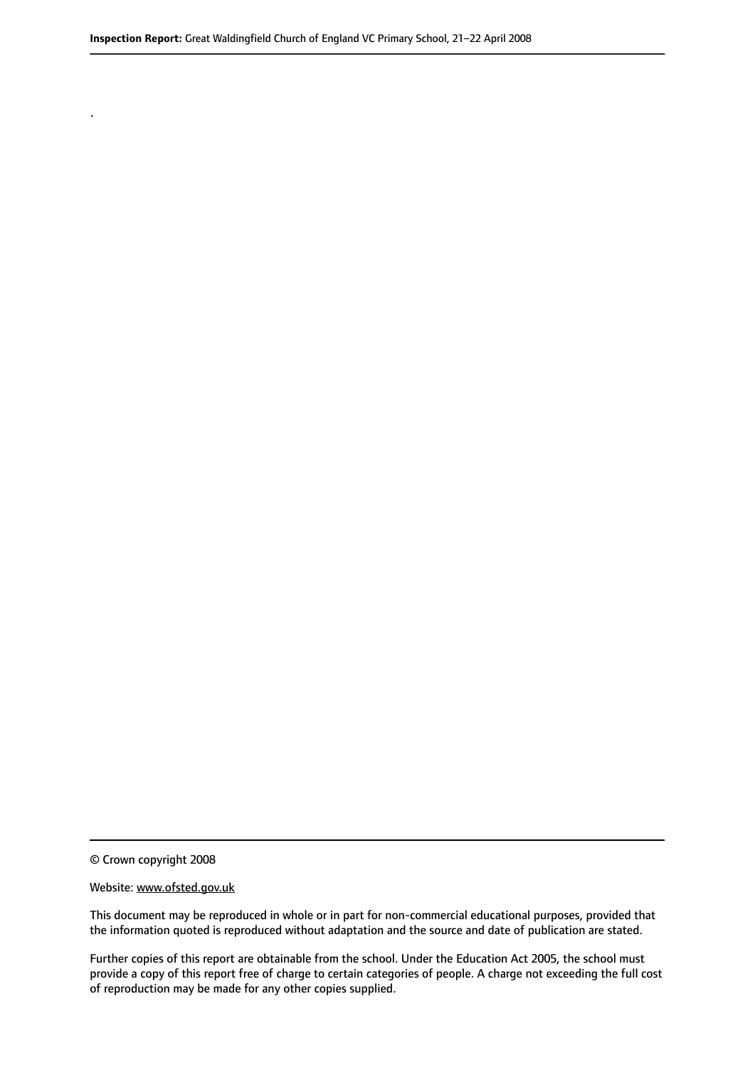.

© Crown copyright 2008

Website: www.ofsted.gov.uk

This document may be reproduced in whole or in part for non-commercial educational purposes, provided that the information quoted is reproduced without adaptation and the source and date of publication are stated.

Further copies of this report are obtainable from the school. Under the Education Act 2005, the school must provide a copy of this report free of charge to certain categories of people. A charge not exceeding the full cost of reproduction may be made for any other copies supplied.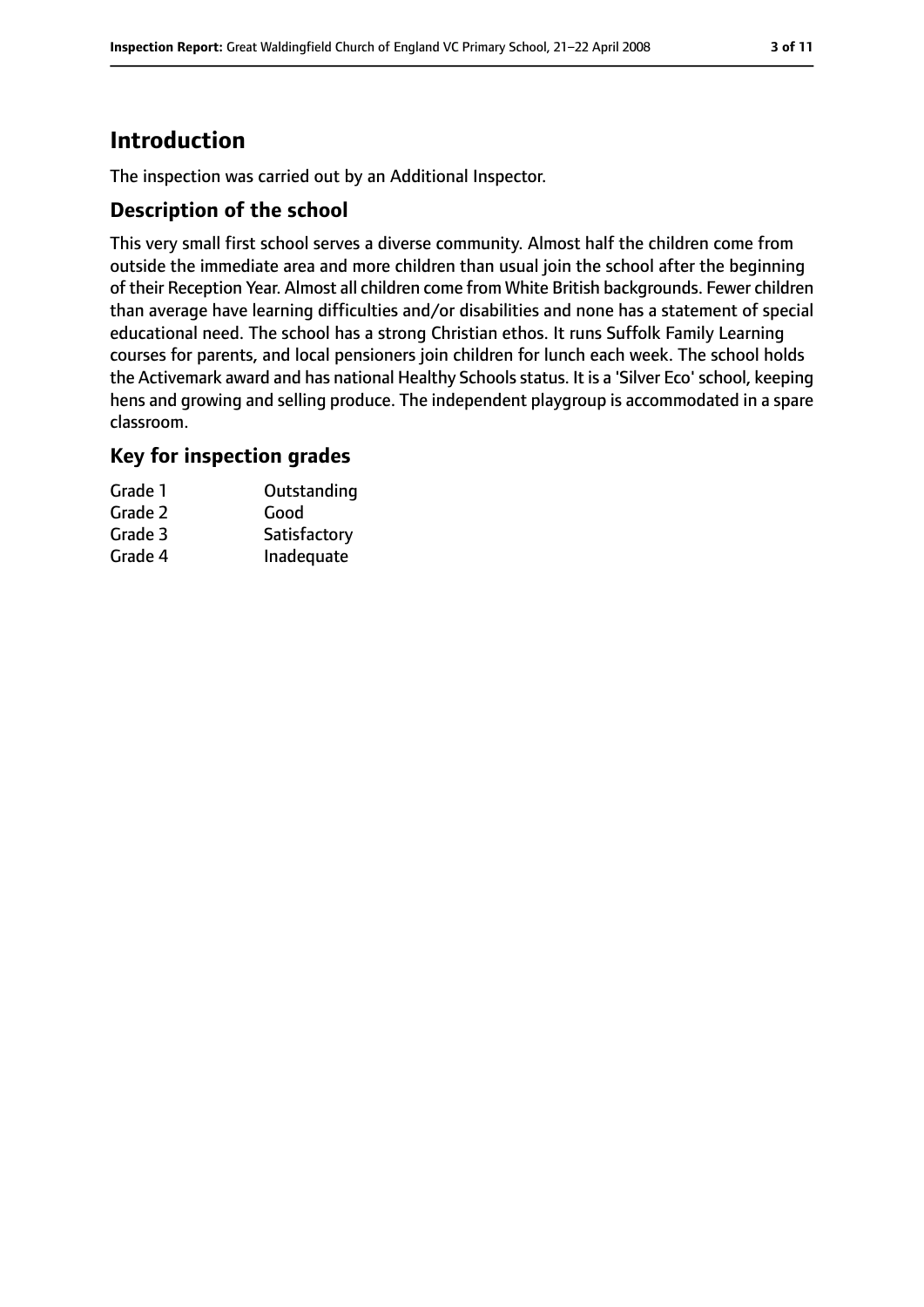# Introduction

The inspection was carried out by an Additional Inspector.

## Description of the school

This very small first school serves a diverse community. Almost half the children come from outside the immediate area and more children than usual join the school after the beginning of their Reception Year. Almost all children come from White British backgrounds. Fewer children than average have learning difficulties and/or disabilities and none has a statement of special educational need. The school has a strong Christian ethos. It runs Suffolk Family Learning courses for parents, and local pensioners join children for lunch each week. The school holds the Activemark award and has national Healthy Schools status. It is a 'Silver Eco' school, keeping hens and growing and selling produce. The independent playgroup is accommodated in a spare classroom.

## Key for inspection grades

| | |
|---|---|
| Grade 1 | Outstanding |
| Grade 2 | Good |
| Grade 3 | Satisfactory |
| Grade 4 | Inadequate |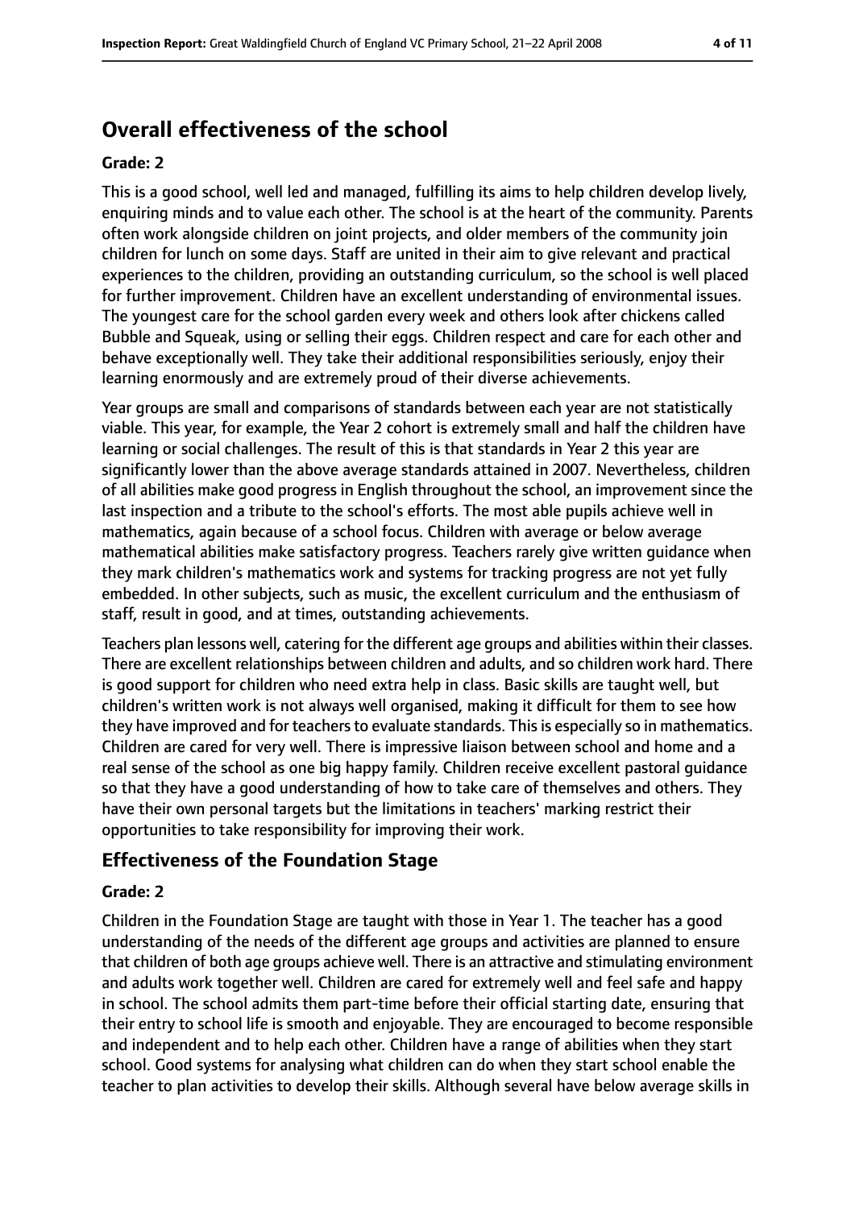## Overall effectiveness of the school

### Grade: 2

This is a good school, well led and managed, fulfilling its aims to help children develop lively, enquiring minds and to value each other. The school is at the heart of the community. Parents often work alongside children on joint projects, and older members of the community join children for lunch on some days. Staff are united in their aim to give relevant and practical experiences to the children, providing an outstanding curriculum, so the school is well placed for further improvement. Children have an excellent understanding of environmental issues. The youngest care for the school garden every week and others look after chickens called Bubble and Squeak, using or selling their eggs. Children respect and care for each other and behave exceptionally well. They take their additional responsibilities seriously, enjoy their learning enormously and are extremely proud of their diverse achievements.

Year groups are small and comparisons of standards between each year are not statistically viable. This year, for example, the Year 2 cohort is extremely small and half the children have learning or social challenges. The result of this is that standards in Year 2 this year are significantly lower than the above average standards attained in 2007. Nevertheless, children of all abilities make good progress in English throughout the school, an improvement since the last inspection and a tribute to the school's efforts. The most able pupils achieve well in mathematics, again because of a school focus. Children with average or below average mathematical abilities make satisfactory progress. Teachers rarely give written guidance when they mark children's mathematics work and systems for tracking progress are not yet fully embedded. In other subjects, such as music, the excellent curriculum and the enthusiasm of staff, result in good, and at times, outstanding achievements.

Teachers plan lessons well, catering for the different age groups and abilities within their classes. There are excellent relationships between children and adults, and so children work hard. There is good support for children who need extra help in class. Basic skills are taught well, but children's written work is not always well organised, making it difficult for them to see how they have improved and for teachers to evaluate standards. This is especially so in mathematics. Children are cared for very well. There is impressive liaison between school and home and a real sense of the school as one big happy family. Children receive excellent pastoral guidance so that they have a good understanding of how to take care of themselves and others. They have their own personal targets but the limitations in teachers' marking restrict their opportunities to take responsibility for improving their work.

## Effectiveness of the Foundation Stage

### Grade: 2

Children in the Foundation Stage are taught with those in Year 1. The teacher has a good understanding of the needs of the different age groups and activities are planned to ensure that children of both age groups achieve well. There is an attractive and stimulating environment and adults work together well. Children are cared for extremely well and feel safe and happy in school. The school admits them part-time before their official starting date, ensuring that their entry to school life is smooth and enjoyable. They are encouraged to become responsible and independent and to help each other. Children have a range of abilities when they start school. Good systems for analysing what children can do when they start school enable the teacher to plan activities to develop their skills. Although several have below average skills in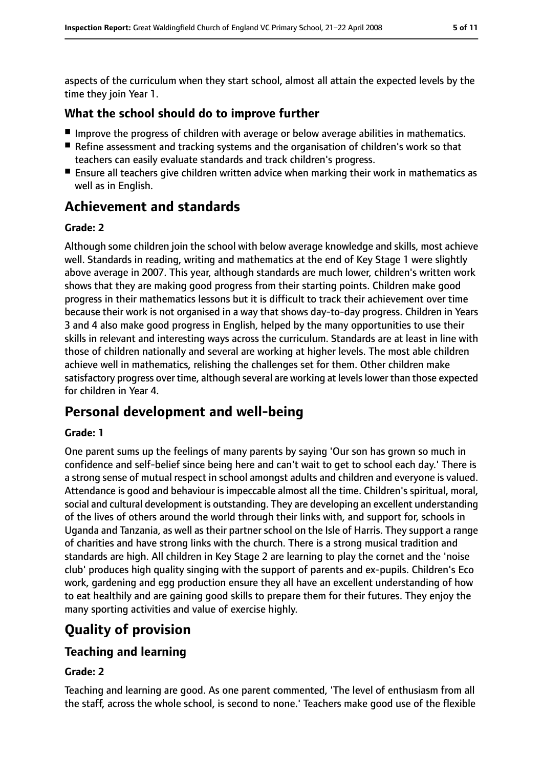aspects of the curriculum when they start school, almost all attain the expected levels by the time they join Year 1.

### What the school should do to improve further

- Improve the progress of children with average or below average abilities in mathematics.
- Refine assessment and tracking systems and the organisation of children's work so that teachers can easily evaluate standards and track children's progress.
- Ensure all teachers give children written advice when marking their work in mathematics as well as in English.

## Achievement and standards

**Grade: 2**

Although some children join the school with below average knowledge and skills, most achieve well. Standards in reading, writing and mathematics at the end of Key Stage 1 were slightly above average in 2007. This year, although standards are much lower, children's written work shows that they are making good progress from their starting points. Children make good progress in their mathematics lessons but it is difficult to track their achievement over time because their work is not organised in a way that shows day-to-day progress. Children in Years 3 and 4 also make good progress in English, helped by the many opportunities to use their skills in relevant and interesting ways across the curriculum. Standards are at least in line with those of children nationally and several are working at higher levels. The most able children achieve well in mathematics, relishing the challenges set for them. Other children make satisfactory progress over time, although several are working at levels lower than those expected for children in Year 4.

## Personal development and well-being

**Grade: 1**

One parent sums up the feelings of many parents by saying 'Our son has grown so much in confidence and self-belief since being here and can't wait to get to school each day.' There is a strong sense of mutual respect in school amongst adults and children and everyone is valued. Attendance is good and behaviour is impeccable almost all the time. Children's spiritual, moral, social and cultural development is outstanding. They are developing an excellent understanding of the lives of others around the world through their links with, and support for, schools in Uganda and Tanzania, as well as their partner school on the Isle of Harris. They support a range of charities and have strong links with the church. There is a strong musical tradition and standards are high. All children in Key Stage 2 are learning to play the cornet and the 'noise club' produces high quality singing with the support of parents and ex-pupils. Children's Eco work, gardening and egg production ensure they all have an excellent understanding of how to eat healthily and are gaining good skills to prepare them for their futures. They enjoy the many sporting activities and value of exercise highly.

# Quality of provision

## Teaching and learning

**Grade: 2**

Teaching and learning are good. As one parent commented, 'The level of enthusiasm from all the staff, across the whole school, is second to none.' Teachers make good use of the flexible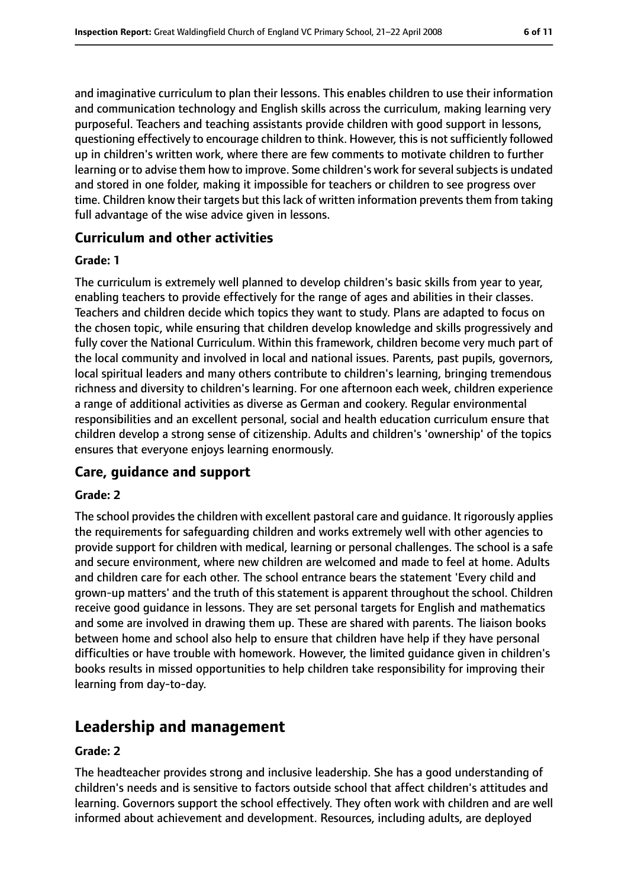and imaginative curriculum to plan their lessons. This enables children to use their information and communication technology and English skills across the curriculum, making learning very purposeful. Teachers and teaching assistants provide children with good support in lessons, questioning effectively to encourage children to think. However, this is not sufficiently followed up in children's written work, where there are few comments to motivate children to further learning or to advise them how to improve. Some children's work for several subjects is undated and stored in one folder, making it impossible for teachers or children to see progress over time. Children know their targets but this lack of written information prevents them from taking full advantage of the wise advice given in lessons.

### Curriculum and other activities

#### Grade: 1

The curriculum is extremely well planned to develop children's basic skills from year to year, enabling teachers to provide effectively for the range of ages and abilities in their classes. Teachers and children decide which topics they want to study. Plans are adapted to focus on the chosen topic, while ensuring that children develop knowledge and skills progressively and fully cover the National Curriculum. Within this framework, children become very much part of the local community and involved in local and national issues. Parents, past pupils, governors, local spiritual leaders and many others contribute to children's learning, bringing tremendous richness and diversity to children's learning. For one afternoon each week, children experience a range of additional activities as diverse as German and cookery. Regular environmental responsibilities and an excellent personal, social and health education curriculum ensure that children develop a strong sense of citizenship. Adults and children's 'ownership' of the topics ensures that everyone enjoys learning enormously.

### Care, guidance and support

#### Grade: 2

The school provides the children with excellent pastoral care and guidance. It rigorously applies the requirements for safeguarding children and works extremely well with other agencies to provide support for children with medical, learning or personal challenges. The school is a safe and secure environment, where new children are welcomed and made to feel at home. Adults and children care for each other. The school entrance bears the statement 'Every child and grown-up matters' and the truth of this statement is apparent throughout the school. Children receive good guidance in lessons. They are set personal targets for English and mathematics and some are involved in drawing them up. These are shared with parents. The liaison books between home and school also help to ensure that children have help if they have personal difficulties or have trouble with homework. However, the limited guidance given in children's books results in missed opportunities to help children take responsibility for improving their learning from day-to-day.

## Leadership and management

#### Grade: 2

The headteacher provides strong and inclusive leadership. She has a good understanding of children's needs and is sensitive to factors outside school that affect children's attitudes and learning. Governors support the school effectively. They often work with children and are well informed about achievement and development. Resources, including adults, are deployed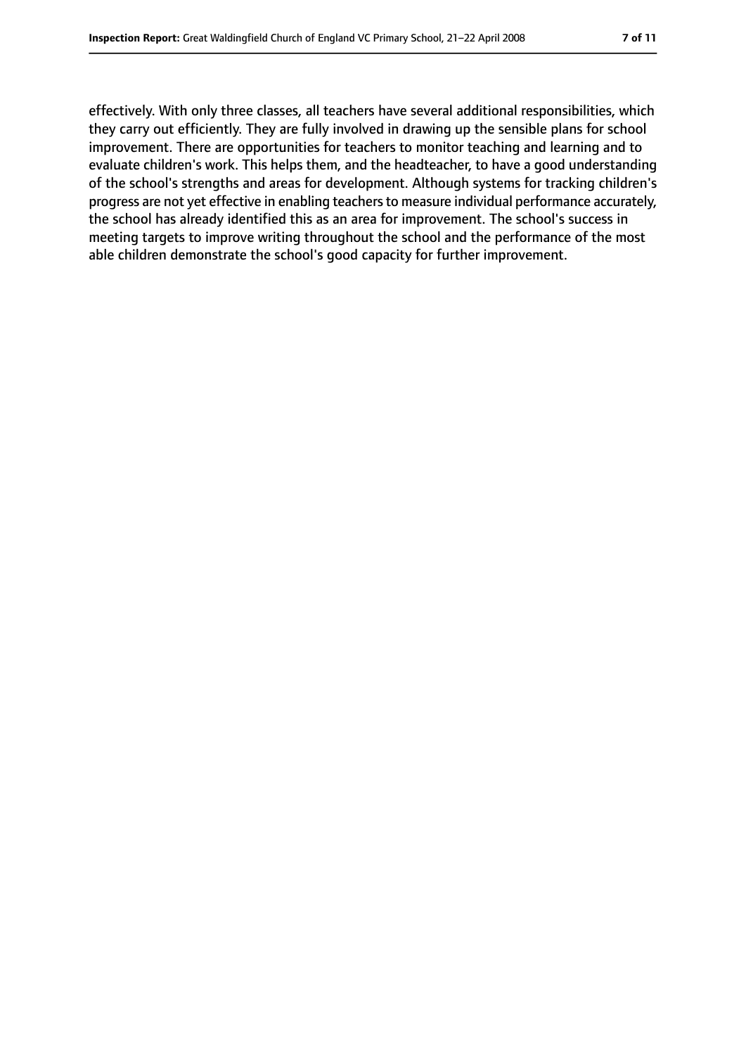effectively. With only three classes, all teachers have several additional responsibilities, which they carry out efficiently. They are fully involved in drawing up the sensible plans for school improvement. There are opportunities for teachers to monitor teaching and learning and to evaluate children's work. This helps them, and the headteacher, to have a good understanding of the school's strengths and areas for development. Although systems for tracking children's progress are not yet effective in enabling teachers to measure individual performance accurately, the school has already identified this as an area for improvement. The school's success in meeting targets to improve writing throughout the school and the performance of the most able children demonstrate the school's good capacity for further improvement.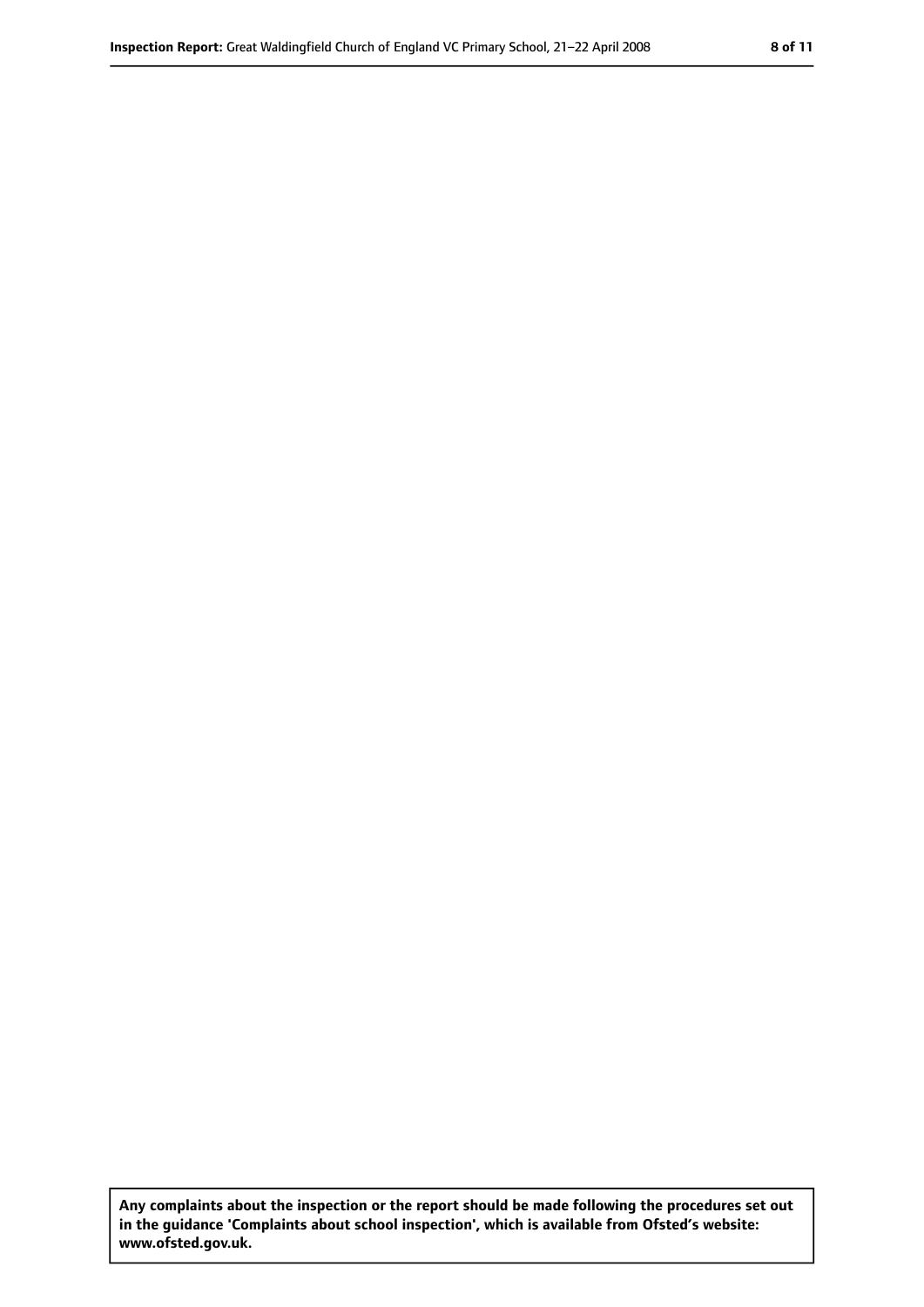**Any complaints about the inspection or the report should be made following the procedures set out in the guidance 'Complaints about school inspection', which is available from Ofsted's website: www.ofsted.gov.uk.**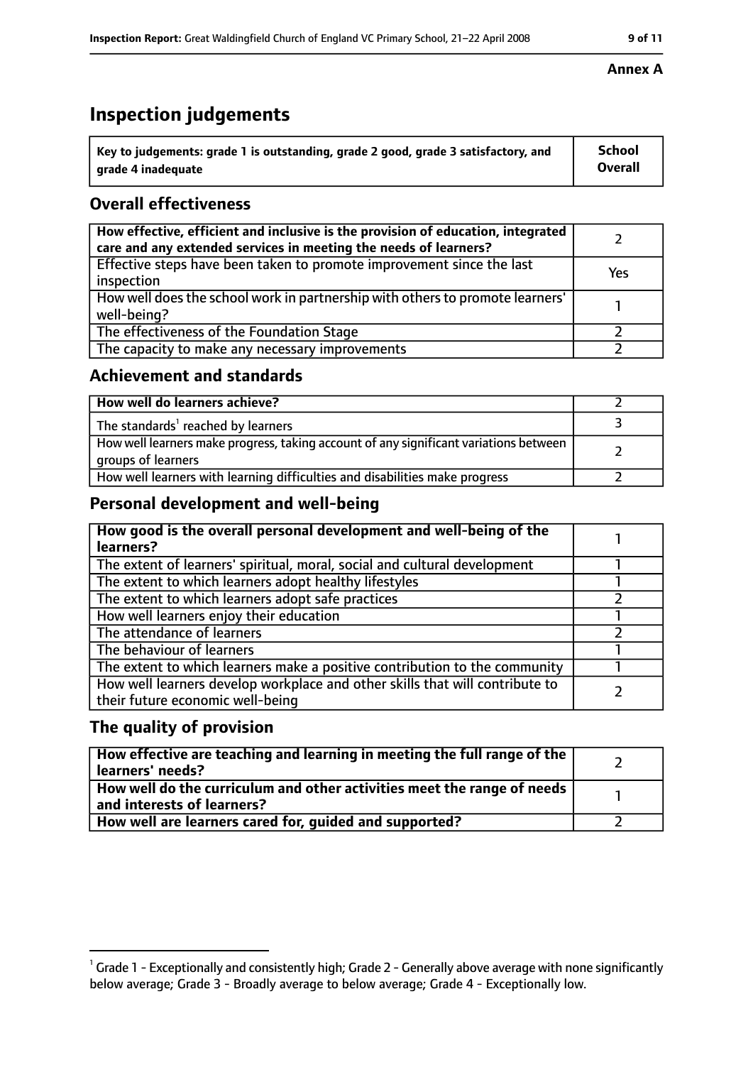**Annex A**

# Inspection judgements

| Key to judgements: grade 1 is outstanding, grade 2 good, grade 3 satisfactory, and grade 4 inadequate | School Overall |
|---|---|

## Overall effectiveness

| | |
|---|---|
| **How effective, efficient and inclusive is the provision of education, integrated care and any extended services in meeting the needs of learners?** | 2 |
| Effective steps have been taken to promote improvement since the last inspection | Yes |
| How well does the school work in partnership with others to promote learners' well-being? | 1 |
| The effectiveness of the Foundation Stage | 2 |
| The capacity to make any necessary improvements | 2 |

## Achievement and standards

| | |
|---|---|
| **How well do learners achieve?** | 2 |
| The standards[1] reached by learners | 3 |
| How well learners make progress, taking account of any significant variations between groups of learners | 2 |
| How well learners with learning difficulties and disabilities make progress | 2 |

## Personal development and well-being

| | |
|---|---|
| **How good is the overall personal development and well-being of the learners?** | 1 |
| The extent of learners' spiritual, moral, social and cultural development | 1 |
| The extent to which learners adopt healthy lifestyles | 1 |
| The extent to which learners adopt safe practices | 2 |
| How well learners enjoy their education | 1 |
| The attendance of learners | 2 |
| The behaviour of learners | 1 |
| The extent to which learners make a positive contribution to the community | 1 |
| How well learners develop workplace and other skills that will contribute to their future economic well-being | 2 |

## The quality of provision

| | |
|---|---|
| **How effective are teaching and learning in meeting the full range of the learners' needs?** | 2 |
| **How well do the curriculum and other activities meet the range of needs and interests of learners?** | 1 |
| **How well are learners cared for, guided and supported?** | 2 |

[1] Grade 1 - Exceptionally and consistently high; Grade 2 - Generally above average with none significantly below average; Grade 3 - Broadly average to below average; Grade 4 - Exceptionally low.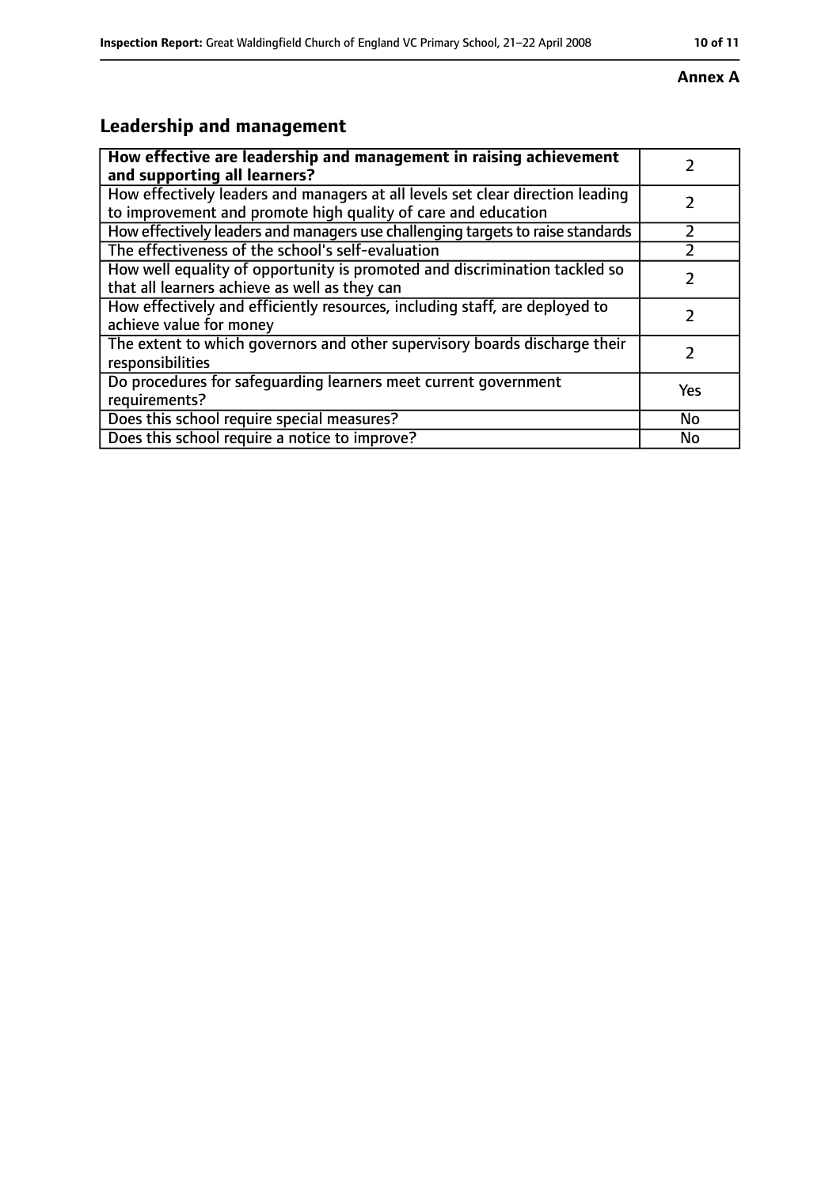**Annex A**

## Leadership and management

| **How effective are leadership and management in raising achievement and supporting all learners?** | 2 |
|---|---|
| How effectively leaders and managers at all levels set clear direction leading to improvement and promote high quality of care and education | 2 |
| How effectively leaders and managers use challenging targets to raise standards | 2 |
| The effectiveness of the school's self-evaluation | 2 |
| How well equality of opportunity is promoted and discrimination tackled so that all learners achieve as well as they can | 2 |
| How effectively and efficiently resources, including staff, are deployed to achieve value for money | 2 |
| The extent to which governors and other supervisory boards discharge their responsibilities | 2 |
| Do procedures for safeguarding learners meet current government requirements? | Yes |
| Does this school require special measures? | No |
| Does this school require a notice to improve? | No |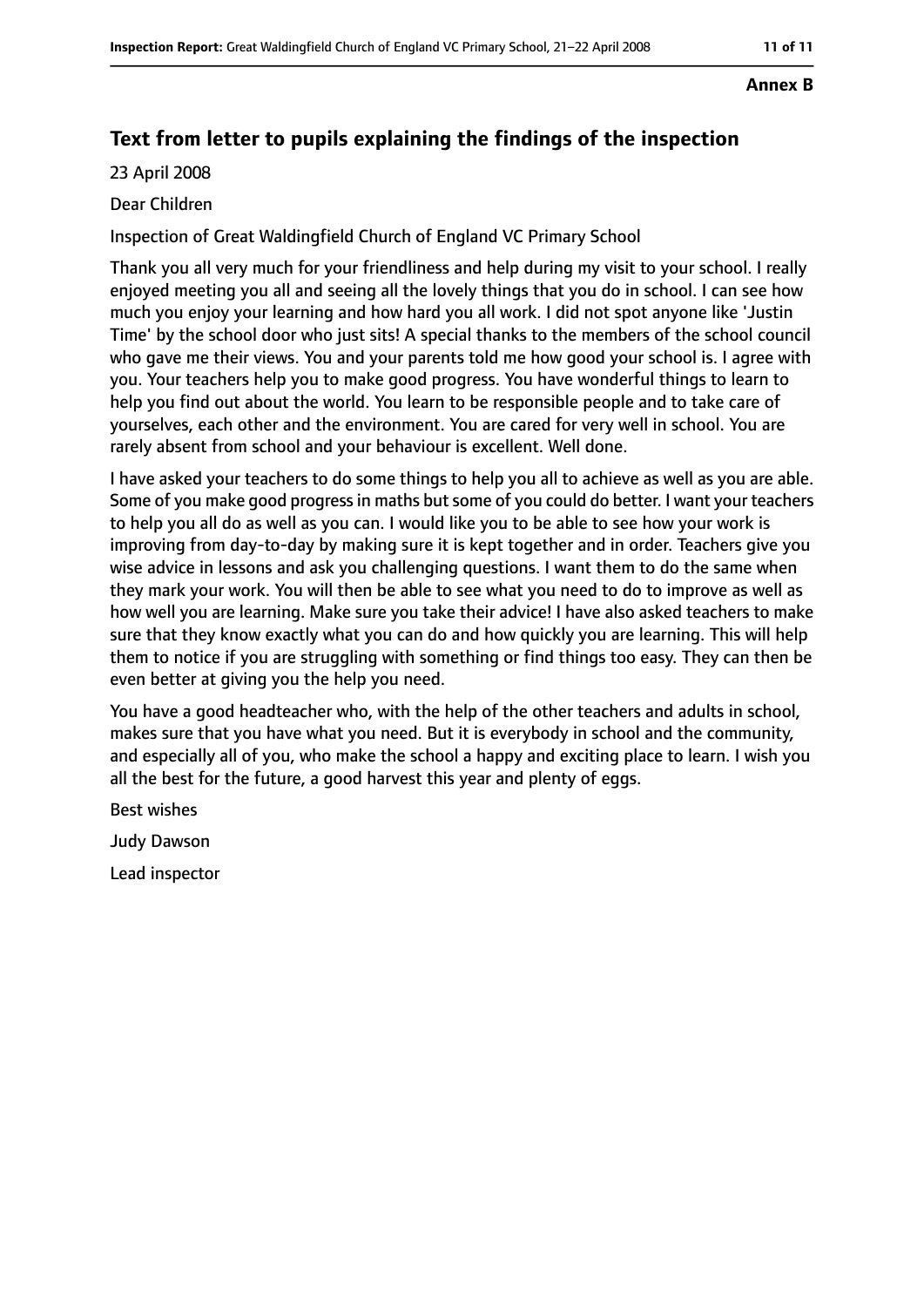**Annex B**

## Text from letter to pupils explaining the findings of the inspection

23 April 2008

Dear Children

Inspection of Great Waldingfield Church of England VC Primary School

Thank you all very much for your friendliness and help during my visit to your school. I really enjoyed meeting you all and seeing all the lovely things that you do in school. I can see how much you enjoy your learning and how hard you all work. I did not spot anyone like 'Justin Time' by the school door who just sits! A special thanks to the members of the school council who gave me their views. You and your parents told me how good your school is. I agree with you. Your teachers help you to make good progress. You have wonderful things to learn to help you find out about the world. You learn to be responsible people and to take care of yourselves, each other and the environment. You are cared for very well in school. You are rarely absent from school and your behaviour is excellent. Well done.

I have asked your teachers to do some things to help you all to achieve as well as you are able. Some of you make good progress in maths but some of you could do better. I want your teachers to help you all do as well as you can. I would like you to be able to see how your work is improving from day-to-day by making sure it is kept together and in order. Teachers give you wise advice in lessons and ask you challenging questions. I want them to do the same when they mark your work. You will then be able to see what you need to do to improve as well as how well you are learning. Make sure you take their advice! I have also asked teachers to make sure that they know exactly what you can do and how quickly you are learning. This will help them to notice if you are struggling with something or find things too easy. They can then be even better at giving you the help you need.

You have a good headteacher who, with the help of the other teachers and adults in school, makes sure that you have what you need. But it is everybody in school and the community, and especially all of you, who make the school a happy and exciting place to learn. I wish you all the best for the future, a good harvest this year and plenty of eggs.

Best wishes

Judy Dawson

Lead inspector